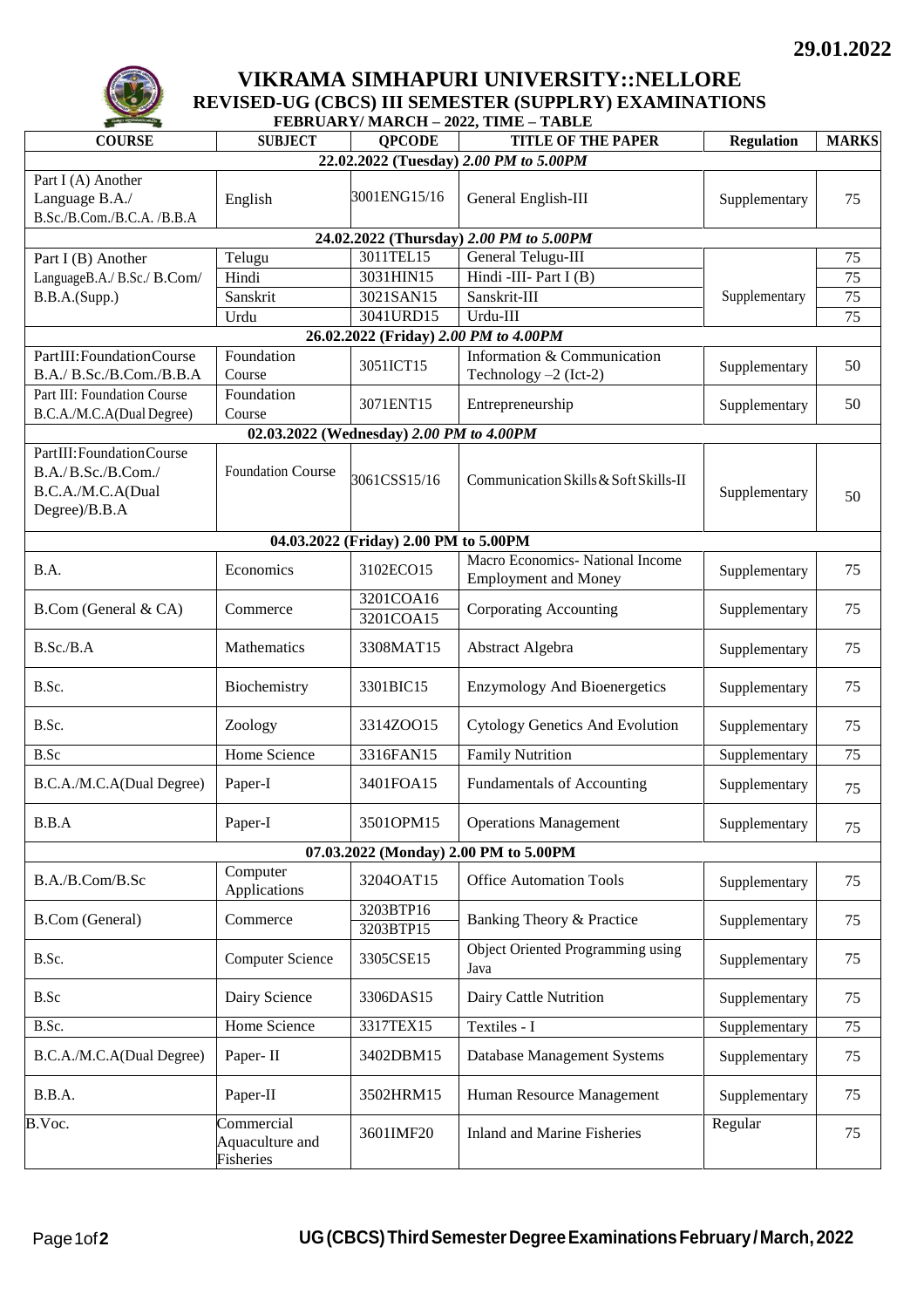29.01.2022

# VIKRAMA SIMHAPURI UNIVERSITY::NELLORE

## REVISED-UG (CBCS) III SEMESTER (SUPPLRY) EXAMINATIONS

### FEBRUARY/ MARCH – 2022, TIME – TABLE

| COURSE | SUBJECT | QPCODE | TITLE OF THE PAPER | Regulation | MARKS |
|---|---|---|---|---|---|
| **22.02.2022 (Tuesday)** ***2.00 PM to 5.00PM*** | | | | | |
| Part I (A) Another Language B.A./ B.Sc./B.Com./B.C.A. /B.B.A | English | 3001ENG15/16 | General English-III | Supplementary | 75 |
| **24.02.2022 (Thursday)** ***2.00 PM to 5.00PM*** | | | | | |
| Part I (B) Another LanguageB.A./ B.Sc./ B.Com/ B.B.A.(Supp.) | Telugu | 3011TEL15 | General Telugu-III | Supplementary | 75 |
| | Hindi | 3031HIN15 | Hindi -III- Part I (B) | | 75 |
| | Sanskrit | 3021SAN15 | Sanskrit-III | | 75 |
| | Urdu | 3041URD15 | Urdu-III | | 75 |
| **26.02.2022 (Friday)** ***2.00 PM to 4.00PM*** | | | | | |
| PartIII:FoundationCourse B.A./ B.Sc./B.Com./B.B.A | Foundation Course | 3051ICT15 | Information & Communication Technology –2 (Ict-2) | Supplementary | 50 |
| Part III: Foundation Course B.C.A./M.C.A(Dual Degree) | Foundation Course | 3071ENT15 | Entrepreneurship | Supplementary | 50 |
| **02.03.2022 (Wednesday)** ***2.00 PM to 4.00PM*** | | | | | |
| PartIII:FoundationCourse B.A./B.Sc./B.Com./ B.C.A./M.C.A(Dual Degree)/B.B.A | Foundation Course | 3061CSS15/16 | Communication Skills & Soft Skills-II | Supplementary | 50 |
| **04.03.2022 (Friday) 2.00 PM to 5.00PM** | | | | | |
| B.A. | Economics | 3102ECO15 | Macro Economics- National Income Employment and Money | Supplementary | 75 |
| B.Com (General & CA) | Commerce | 3201COA16<br>3201COA15 | Corporating Accounting | Supplementary | 75 |
| B.Sc./B.A | Mathematics | 3308MAT15 | Abstract Algebra | Supplementary | 75 |
| B.Sc. | Biochemistry | 3301BIC15 | Enzymology And Bioenergetics | Supplementary | 75 |
| B.Sc. | Zoology | 3314ZOO15 | Cytology Genetics And Evolution | Supplementary | 75 |
| B.Sc | Home Science | 3316FAN15 | Family Nutrition | Supplementary | 75 |
| B.C.A./M.C.A(Dual Degree) | Paper-I | 3401FOA15 | Fundamentals of Accounting | Supplementary | 75 |
| B.B.A | Paper-I | 3501OPM15 | Operations Management | Supplementary | 75 |
| **07.03.2022 (Monday) 2.00 PM to 5.00PM** | | | | | |
| B.A./B.Com/B.Sc | Computer Applications | 3204OAT15 | Office Automation Tools | Supplementary | 75 |
| B.Com (General) | Commerce | 3203BTP16<br>3203BTP15 | Banking Theory & Practice | Supplementary | 75 |
| B.Sc. | Computer Science | 3305CSE15 | Object Oriented Programming using Java | Supplementary | 75 |
| B.Sc | Dairy Science | 3306DAS15 | Dairy Cattle Nutrition | Supplementary | 75 |
| B.Sc. | Home Science | 3317TEX15 | Textiles - I | Supplementary | 75 |
| B.C.A./M.C.A(Dual Degree) | Paper- II | 3402DBM15 | Database Management Systems | Supplementary | 75 |
| B.B.A. | Paper-II | 3502HRM15 | Human Resource Management | Supplementary | 75 |
| B.Voc. | Commercial Aquaculture and Fisheries | 3601IMF20 | Inland and Marine Fisheries | Regular | 75 |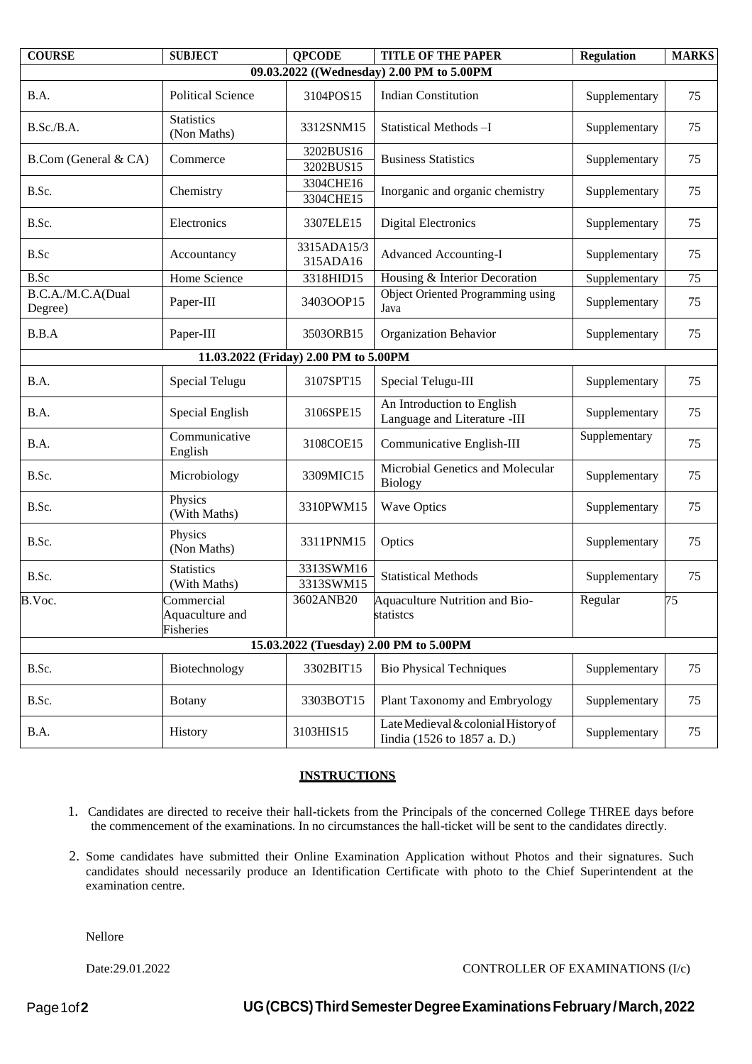| COURSE | SUBJECT | QPCODE | TITLE OF THE PAPER | Regulation | MARKS |
|---|---|---|---|---|---|
| **09.03.2022 ((Wednesday) 2.00 PM to 5.00PM** | | | | | |
| B.A. | Political Science | 3104POS15 | Indian Constitution | Supplementary | 75 |
| B.Sc./B.A. | Statistics (Non Maths) | 3312SNM15 | Statistical Methods –I | Supplementary | 75 |
| B.Com (General & CA) | Commerce | 3202BUS16<br>3202BUS15 | Business Statistics | Supplementary | 75 |
| B.Sc. | Chemistry | 3304CHE16<br>3304CHE15 | Inorganic and organic chemistry | Supplementary | 75 |
| B.Sc. | Electronics | 3307ELE15 | Digital Electronics | Supplementary | 75 |
| B.Sc | Accountancy | 3315ADA15/3315ADA16 | Advanced Accounting-I | Supplementary | 75 |
| B.Sc | Home Science | 3318HID15 | Housing & Interior Decoration | Supplementary | 75 |
| B.C.A./M.C.A(Dual Degree) | Paper-III | 3403OOP15 | Object Oriented Programming using Java | Supplementary | 75 |
| B.B.A | Paper-III | 3503ORB15 | Organization Behavior | Supplementary | 75 |
| **11.03.2022 (Friday) 2.00 PM to 5.00PM** | | | | | |
| B.A. | Special Telugu | 3107SPT15 | Special Telugu-III | Supplementary | 75 |
| B.A. | Special English | 3106SPE15 | An Introduction to English Language and Literature -III | Supplementary | 75 |
| B.A. | Communicative English | 3108COE15 | Communicative English-III | Supplementary | 75 |
| B.Sc. | Microbiology | 3309MIC15 | Microbial Genetics and Molecular Biology | Supplementary | 75 |
| B.Sc. | Physics (With Maths) | 3310PWM15 | Wave Optics | Supplementary | 75 |
| B.Sc. | Physics (Non Maths) | 3311PNM15 | Optics | Supplementary | 75 |
| B.Sc. | Statistics (With Maths) | 3313SWM16<br>3313SWM15 | Statistical Methods | Supplementary | 75 |
| B.Voc. | Commercial Aquaculture and Fisheries | 3602ANB20 | Aquaculture Nutrition and Bio-statistcs | Regular | 75 |
| **15.03.2022 (Tuesday) 2.00 PM to 5.00PM** | | | | | |
| B.Sc. | Biotechnology | 3302BIT15 | Bio Physical Techniques | Supplementary | 75 |
| B.Sc. | Botany | 3303BOT15 | Plant Taxonomy and Embryology | Supplementary | 75 |
| B.A. | History | 3103HIS15 | Late Medieval & colonial History of Iindia (1526 to 1857 a. D.) | Supplementary | 75 |

## INSTRUCTIONS

1. Candidates are directed to receive their hall-tickets from the Principals of the concerned College THREE days before the commencement of the examinations. In no circumstances the hall-ticket will be sent to the candidates directly.
2. Some candidates have submitted their Online Examination Application without Photos and their signatures. Such candidates should necessarily produce an Identification Certificate with photo to the Chief Superintendent at the examination centre.

Nellore

Date:29.01.2022

CONTROLLER OF EXAMINATIONS (I/c)

**UG (CBCS) Third Semester Degree Examinations February / March, 2022**